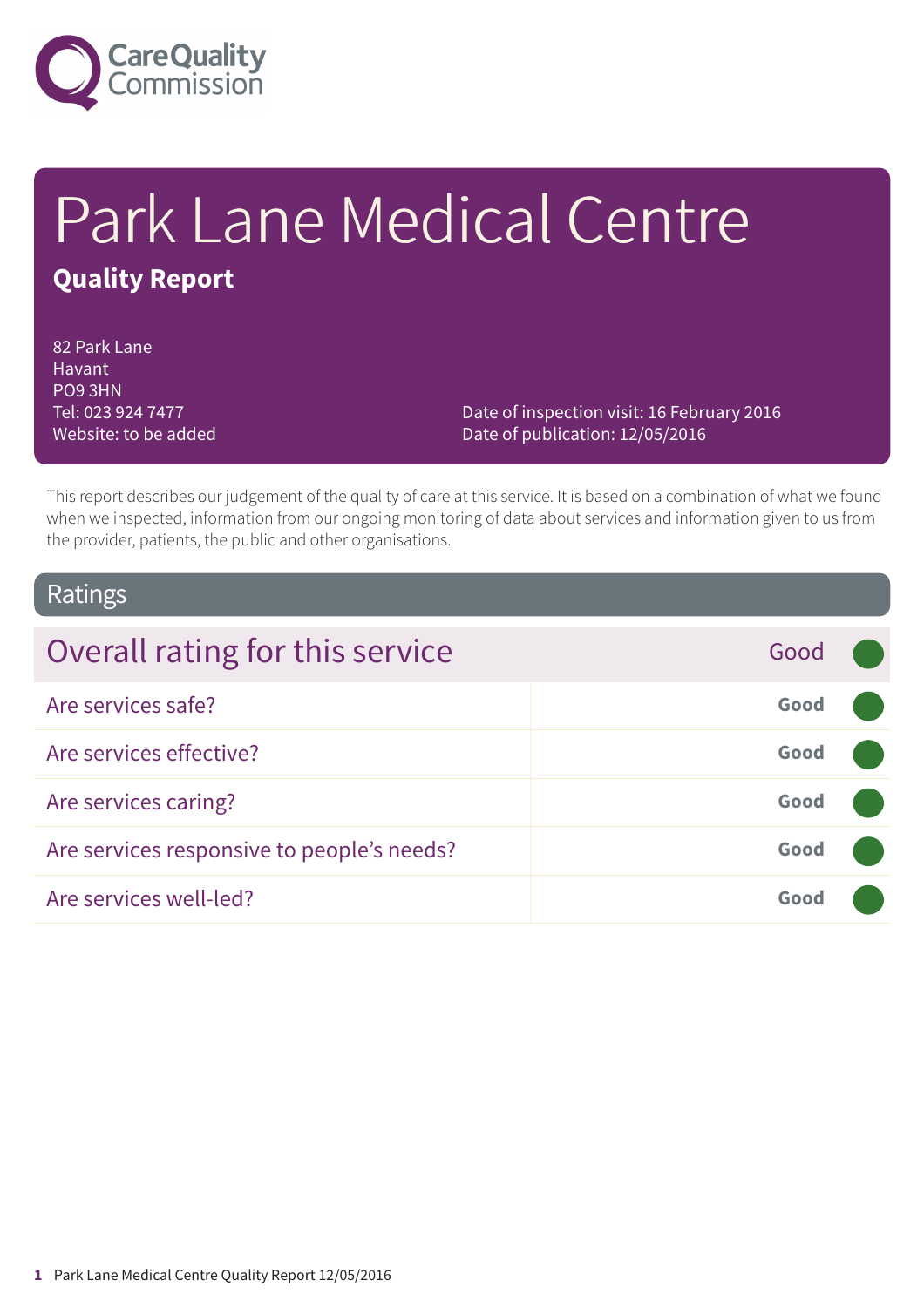Care Quality Commission

# Park Lane Medical Centre

## Quality Report

82 Park Lane
Havant
PO9 3HN
Tel: 023 924 7477
Website: to be added

Date of inspection visit: 16 February 2016
Date of publication: 12/05/2016

This report describes our judgement of the quality of care at this service. It is based on a combination of what we found when we inspected, information from our ongoing monitoring of data about services and information given to us from the provider, patients, the public and other organisations.

## Ratings

| Overall rating for this service | Good |
|---|---|
| Are services safe? | Good |
| Are services effective? | Good |
| Are services caring? | Good |
| Are services responsive to people's needs? | Good |
| Are services well-led? | Good |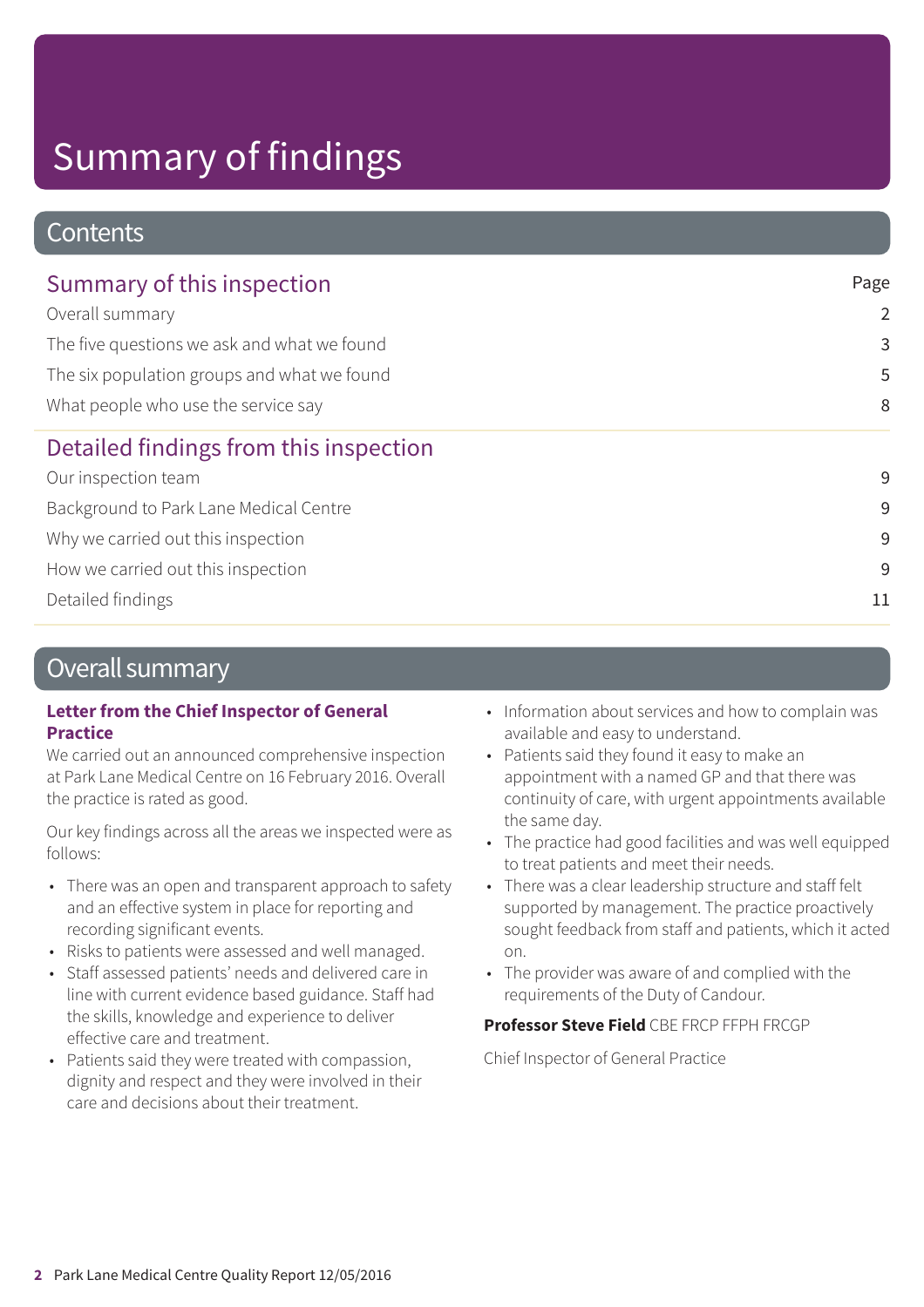# Summary of findings

## Contents

| Summary of this inspection | Page |
|---|---|
| Overall summary | 2 |
| The five questions we ask and what we found | 3 |
| The six population groups and what we found | 5 |
| What people who use the service say | 8 |

| Detailed findings from this inspection | |
|---|---|
| Our inspection team | 9 |
| Background to Park Lane Medical Centre | 9 |
| Why we carried out this inspection | 9 |
| How we carried out this inspection | 9 |
| Detailed findings | 11 |

## Overall summary

### Letter from the Chief Inspector of General Practice

We carried out an announced comprehensive inspection at Park Lane Medical Centre on 16 February 2016. Overall the practice is rated as good.

Our key findings across all the areas we inspected were as follows:

- There was an open and transparent approach to safety and an effective system in place for reporting and recording significant events.
- Risks to patients were assessed and well managed.
- Staff assessed patients' needs and delivered care in line with current evidence based guidance. Staff had the skills, knowledge and experience to deliver effective care and treatment.
- Patients said they were treated with compassion, dignity and respect and they were involved in their care and decisions about their treatment.
- Information about services and how to complain was available and easy to understand.
- Patients said they found it easy to make an appointment with a named GP and that there was continuity of care, with urgent appointments available the same day.
- The practice had good facilities and was well equipped to treat patients and meet their needs.
- There was a clear leadership structure and staff felt supported by management. The practice proactively sought feedback from staff and patients, which it acted on.
- The provider was aware of and complied with the requirements of the Duty of Candour.

**Professor Steve Field** CBE FRCP FFPH FRCGP

Chief Inspector of General Practice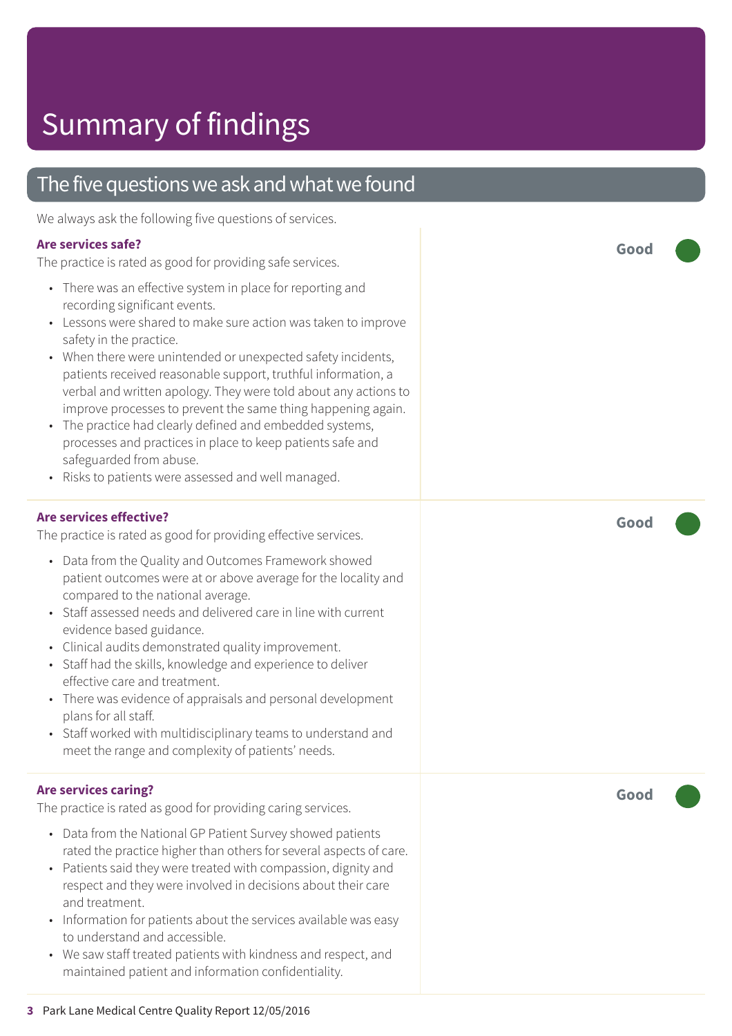# Summary of findings

## The five questions we ask and what we found

We always ask the following five questions of services.

### Are services safe?

**Good**

The practice is rated as good for providing safe services.

- There was an effective system in place for reporting and recording significant events.
- Lessons were shared to make sure action was taken to improve safety in the practice.
- When there were unintended or unexpected safety incidents, patients received reasonable support, truthful information, a verbal and written apology. They were told about any actions to improve processes to prevent the same thing happening again.
- The practice had clearly defined and embedded systems, processes and practices in place to keep patients safe and safeguarded from abuse.
- Risks to patients were assessed and well managed.

### Are services effective?

**Good**

The practice is rated as good for providing effective services.

- Data from the Quality and Outcomes Framework showed patient outcomes were at or above average for the locality and compared to the national average.
- Staff assessed needs and delivered care in line with current evidence based guidance.
- Clinical audits demonstrated quality improvement.
- Staff had the skills, knowledge and experience to deliver effective care and treatment.
- There was evidence of appraisals and personal development plans for all staff.
- Staff worked with multidisciplinary teams to understand and meet the range and complexity of patients' needs.

### Are services caring?

**Good**

The practice is rated as good for providing caring services.

- Data from the National GP Patient Survey showed patients rated the practice higher than others for several aspects of care.
- Patients said they were treated with compassion, dignity and respect and they were involved in decisions about their care and treatment.
- Information for patients about the services available was easy to understand and accessible.
- We saw staff treated patients with kindness and respect, and maintained patient and information confidentiality.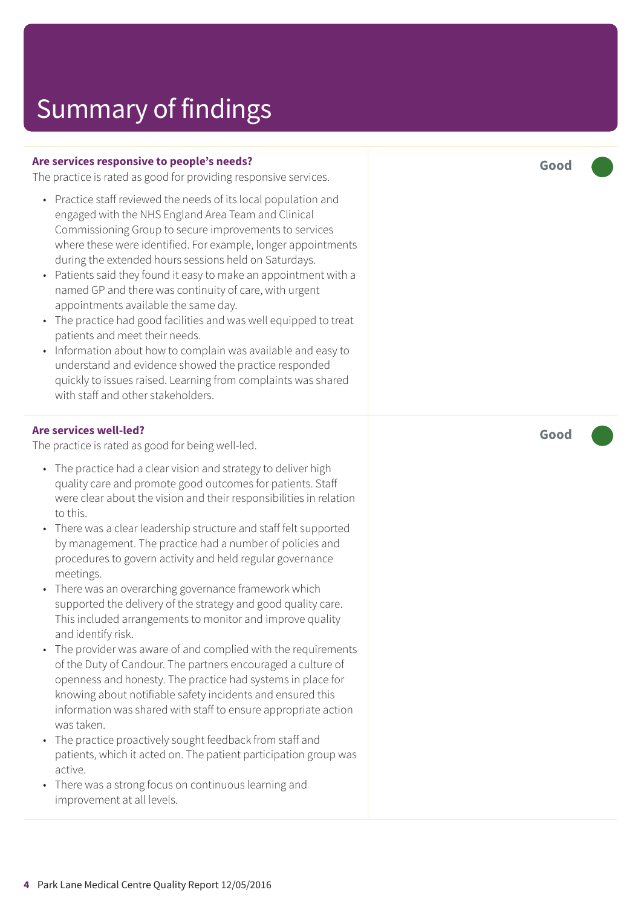# Summary of findings

**Are services responsive to people's needs?**

The practice is rated as good for providing responsive services.

**Good**

- Practice staff reviewed the needs of its local population and engaged with the NHS England Area Team and Clinical Commissioning Group to secure improvements to services where these were identified. For example, longer appointments during the extended hours sessions held on Saturdays.
- Patients said they found it easy to make an appointment with a named GP and there was continuity of care, with urgent appointments available the same day.
- The practice had good facilities and was well equipped to treat patients and meet their needs.
- Information about how to complain was available and easy to understand and evidence showed the practice responded quickly to issues raised. Learning from complaints was shared with staff and other stakeholders.

**Are services well-led?**

The practice is rated as good for being well-led.

**Good**

- The practice had a clear vision and strategy to deliver high quality care and promote good outcomes for patients. Staff were clear about the vision and their responsibilities in relation to this.
- There was a clear leadership structure and staff felt supported by management. The practice had a number of policies and procedures to govern activity and held regular governance meetings.
- There was an overarching governance framework which supported the delivery of the strategy and good quality care. This included arrangements to monitor and improve quality and identify risk.
- The provider was aware of and complied with the requirements of the Duty of Candour. The partners encouraged a culture of openness and honesty. The practice had systems in place for knowing about notifiable safety incidents and ensured this information was shared with staff to ensure appropriate action was taken.
- The practice proactively sought feedback from staff and patients, which it acted on. The patient participation group was active.
- There was a strong focus on continuous learning and improvement at all levels.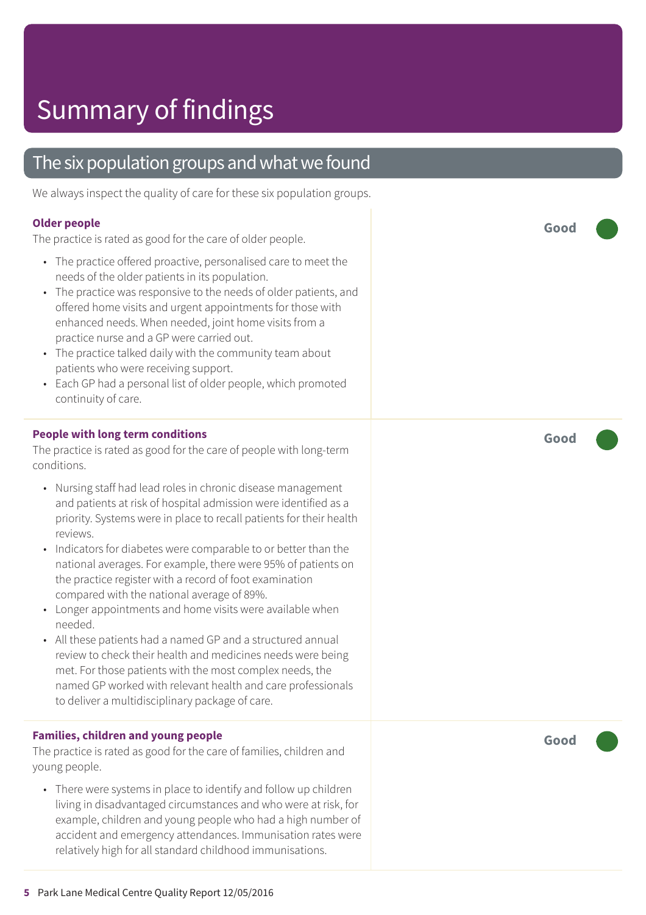# Summary of findings

## The six population groups and what we found

We always inspect the quality of care for these six population groups.

### Older people

**Good**

The practice is rated as good for the care of older people.

- The practice offered proactive, personalised care to meet the needs of the older patients in its population.
- The practice was responsive to the needs of older patients, and offered home visits and urgent appointments for those with enhanced needs. When needed, joint home visits from a practice nurse and a GP were carried out.
- The practice talked daily with the community team about patients who were receiving support.
- Each GP had a personal list of older people, which promoted continuity of care.

### People with long term conditions

**Good**

The practice is rated as good for the care of people with long-term conditions.

- Nursing staff had lead roles in chronic disease management and patients at risk of hospital admission were identified as a priority. Systems were in place to recall patients for their health reviews.
- Indicators for diabetes were comparable to or better than the national averages. For example, there were 95% of patients on the practice register with a record of foot examination compared with the national average of 89%.
- Longer appointments and home visits were available when needed.
- All these patients had a named GP and a structured annual review to check their health and medicines needs were being met. For those patients with the most complex needs, the named GP worked with relevant health and care professionals to deliver a multidisciplinary package of care.

### Families, children and young people

**Good**

The practice is rated as good for the care of families, children and young people.

- There were systems in place to identify and follow up children living in disadvantaged circumstances and who were at risk, for example, children and young people who had a high number of accident and emergency attendances. Immunisation rates were relatively high for all standard childhood immunisations.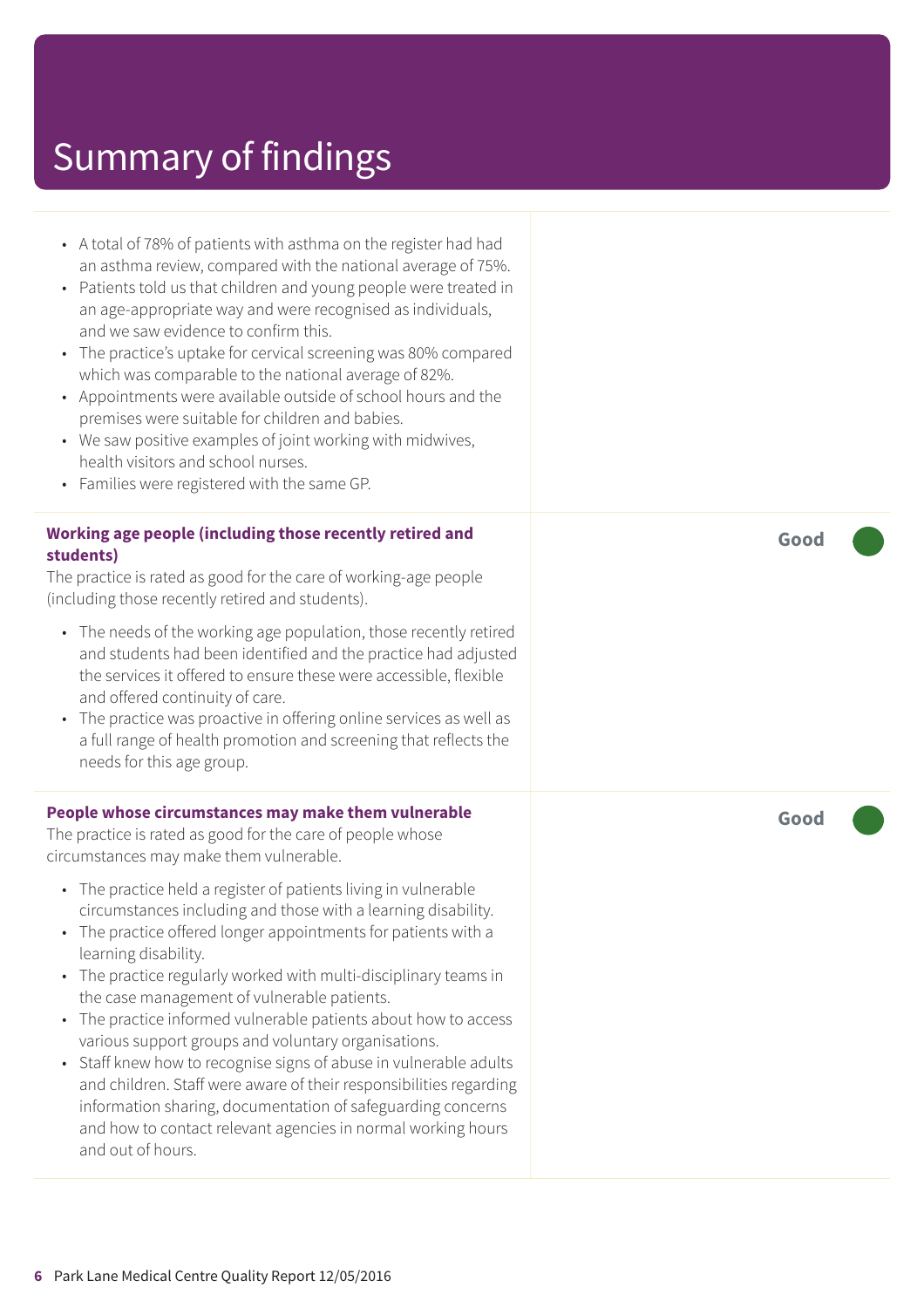# Summary of findings

- A total of 78% of patients with asthma on the register had had an asthma review, compared with the national average of 75%.
- Patients told us that children and young people were treated in an age-appropriate way and were recognised as individuals, and we saw evidence to confirm this.
- The practice's uptake for cervical screening was 80% compared which was comparable to the national average of 82%.
- Appointments were available outside of school hours and the premises were suitable for children and babies.
- We saw positive examples of joint working with midwives, health visitors and school nurses.
- Families were registered with the same GP.

**Working age people (including those recently retired and students)** — **Good**

The practice is rated as good for the care of working-age people (including those recently retired and students).

- The needs of the working age population, those recently retired and students had been identified and the practice had adjusted the services it offered to ensure these were accessible, flexible and offered continuity of care.
- The practice was proactive in offering online services as well as a full range of health promotion and screening that reflects the needs for this age group.

**People whose circumstances may make them vulnerable** — **Good**

The practice is rated as good for the care of people whose circumstances may make them vulnerable.

- The practice held a register of patients living in vulnerable circumstances including and those with a learning disability.
- The practice offered longer appointments for patients with a learning disability.
- The practice regularly worked with multi-disciplinary teams in the case management of vulnerable patients.
- The practice informed vulnerable patients about how to access various support groups and voluntary organisations.
- Staff knew how to recognise signs of abuse in vulnerable adults and children. Staff were aware of their responsibilities regarding information sharing, documentation of safeguarding concerns and how to contact relevant agencies in normal working hours and out of hours.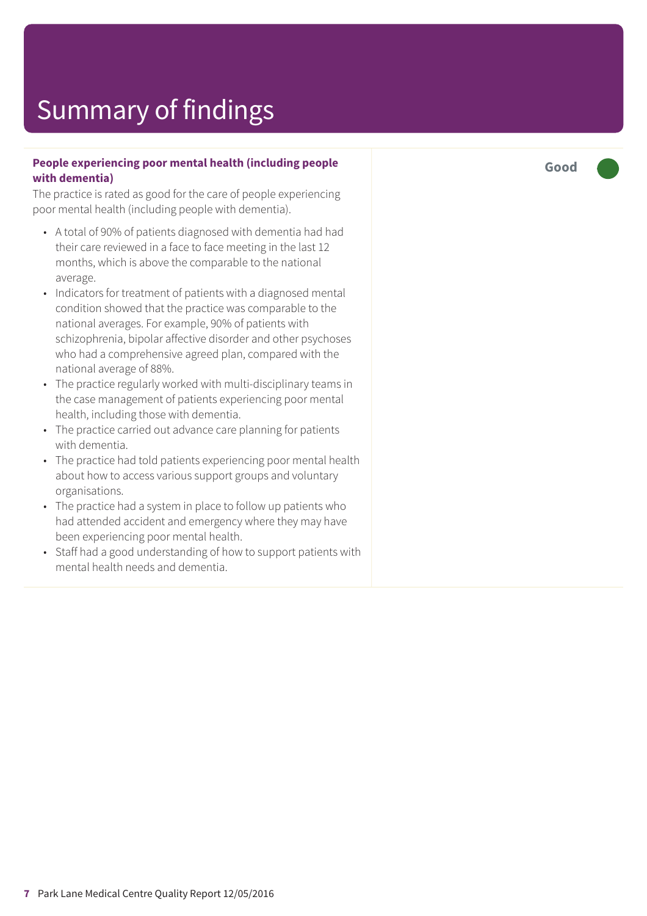# Summary of findings

**People experiencing poor mental health (including people with dementia)**

The practice is rated as good for the care of people experiencing poor mental health (including people with dementia).

- A total of 90% of patients diagnosed with dementia had had their care reviewed in a face to face meeting in the last 12 months, which is above the comparable to the national average.
- Indicators for treatment of patients with a diagnosed mental condition showed that the practice was comparable to the national averages. For example, 90% of patients with schizophrenia, bipolar affective disorder and other psychoses who had a comprehensive agreed plan, compared with the national average of 88%.
- The practice regularly worked with multi-disciplinary teams in the case management of patients experiencing poor mental health, including those with dementia.
- The practice carried out advance care planning for patients with dementia.
- The practice had told patients experiencing poor mental health about how to access various support groups and voluntary organisations.
- The practice had a system in place to follow up patients who had attended accident and emergency where they may have been experiencing poor mental health.
- Staff had a good understanding of how to support patients with mental health needs and dementia.

**Good**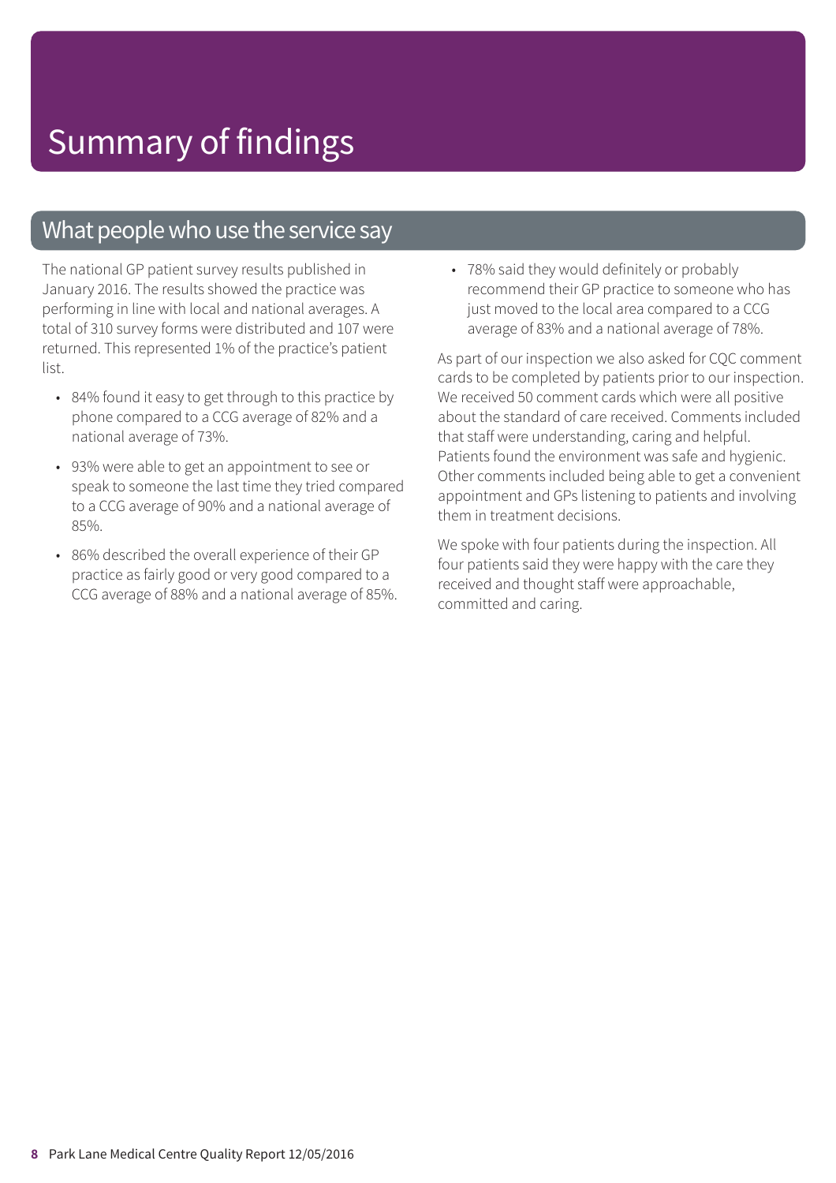# Summary of findings

## What people who use the service say

The national GP patient survey results published in January 2016. The results showed the practice was performing in line with local and national averages. A total of 310 survey forms were distributed and 107 were returned. This represented 1% of the practice's patient list.

- 84% found it easy to get through to this practice by phone compared to a CCG average of 82% and a national average of 73%.
- 93% were able to get an appointment to see or speak to someone the last time they tried compared to a CCG average of 90% and a national average of 85%.
- 86% described the overall experience of their GP practice as fairly good or very good compared to a CCG average of 88% and a national average of 85%.
- 78% said they would definitely or probably recommend their GP practice to someone who has just moved to the local area compared to a CCG average of 83% and a national average of 78%.

As part of our inspection we also asked for CQC comment cards to be completed by patients prior to our inspection. We received 50 comment cards which were all positive about the standard of care received. Comments included that staff were understanding, caring and helpful. Patients found the environment was safe and hygienic. Other comments included being able to get a convenient appointment and GPs listening to patients and involving them in treatment decisions.

We spoke with four patients during the inspection. All four patients said they were happy with the care they received and thought staff were approachable, committed and caring.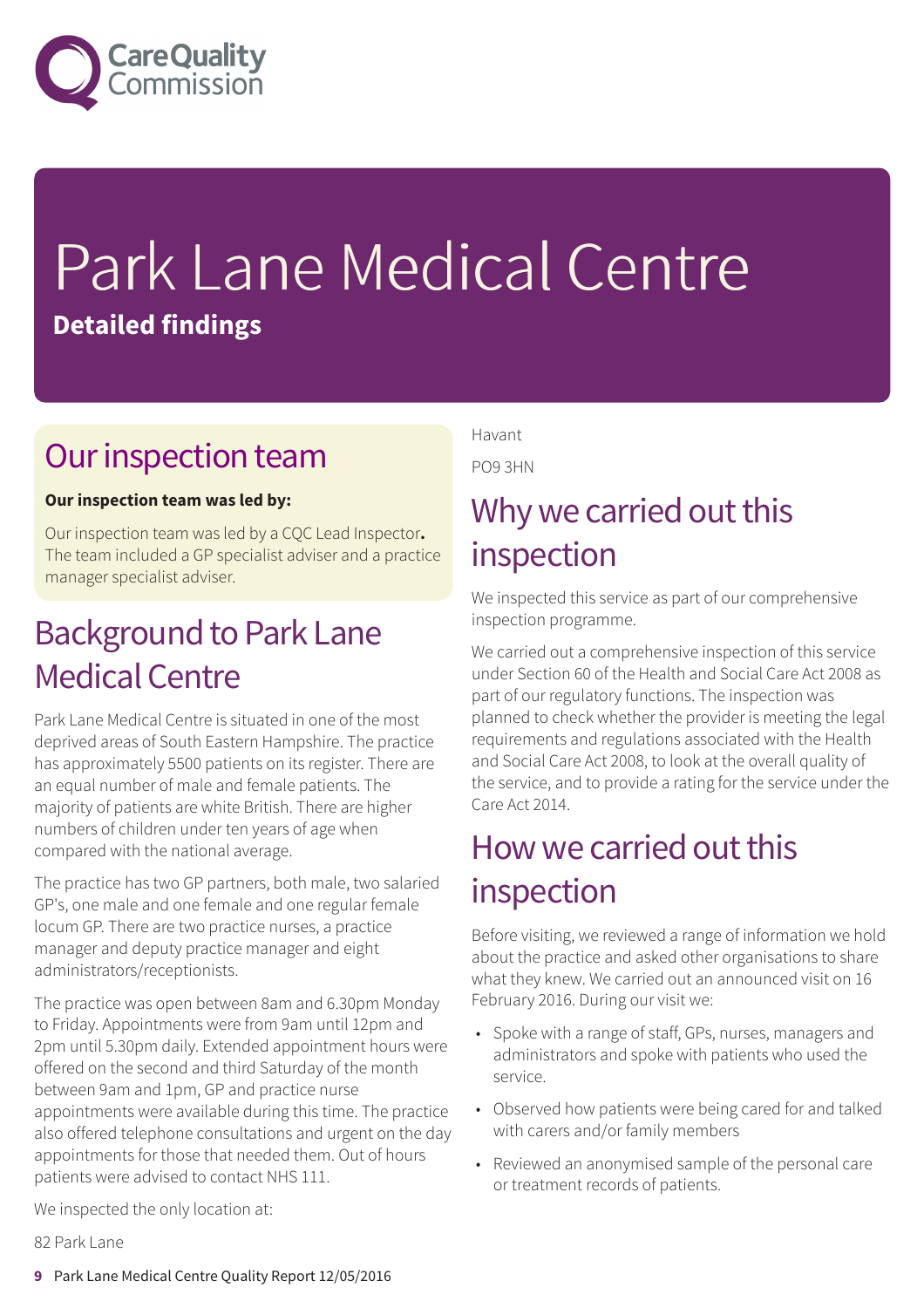# Park Lane Medical Centre

**Detailed findings**

## Our inspection team

**Our inspection team was led by:**

Our inspection team was led by a CQC Lead Inspector**.** The team included a GP specialist adviser and a practice manager specialist adviser.

## Background to Park Lane Medical Centre

Park Lane Medical Centre is situated in one of the most deprived areas of South Eastern Hampshire. The practice has approximately 5500 patients on its register. There are an equal number of male and female patients. The majority of patients are white British. There are higher numbers of children under ten years of age when compared with the national average.

The practice has two GP partners, both male, two salaried GP's, one male and one female and one regular female locum GP. There are two practice nurses, a practice manager and deputy practice manager and eight administrators/receptionists.

The practice was open between 8am and 6.30pm Monday to Friday. Appointments were from 9am until 12pm and 2pm until 5.30pm daily. Extended appointment hours were offered on the second and third Saturday of the month between 9am and 1pm, GP and practice nurse appointments were available during this time. The practice also offered telephone consultations and urgent on the day appointments for those that needed them. Out of hours patients were advised to contact NHS 111.

We inspected the only location at:

82 Park Lane

Havant

PO9 3HN

## Why we carried out this inspection

We inspected this service as part of our comprehensive inspection programme.

We carried out a comprehensive inspection of this service under Section 60 of the Health and Social Care Act 2008 as part of our regulatory functions. The inspection was planned to check whether the provider is meeting the legal requirements and regulations associated with the Health and Social Care Act 2008, to look at the overall quality of the service, and to provide a rating for the service under the Care Act 2014.

## How we carried out this inspection

Before visiting, we reviewed a range of information we hold about the practice and asked other organisations to share what they knew. We carried out an announced visit on 16 February 2016. During our visit we:

- Spoke with a range of staff, GPs, nurses, managers and administrators and spoke with patients who used the service.
- Observed how patients were being cared for and talked with carers and/or family members
- Reviewed an anonymised sample of the personal care or treatment records of patients.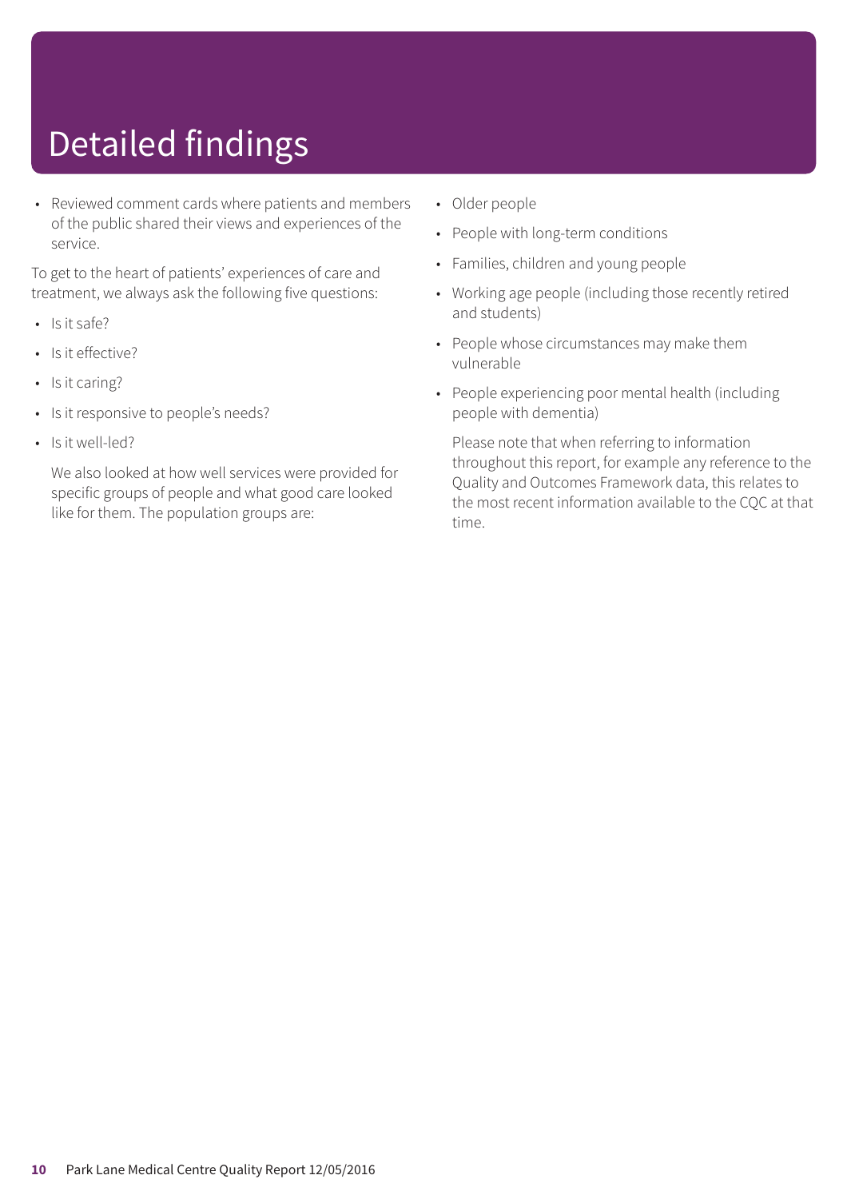# Detailed findings

- Reviewed comment cards where patients and members of the public shared their views and experiences of the service.

To get to the heart of patients' experiences of care and treatment, we always ask the following five questions:

- Is it safe?
- Is it effective?
- Is it caring?
- Is it responsive to people's needs?
- Is it well-led?

We also looked at how well services were provided for specific groups of people and what good care looked like for them. The population groups are:

- Older people
- People with long-term conditions
- Families, children and young people
- Working age people (including those recently retired and students)
- People whose circumstances may make them vulnerable
- People experiencing poor mental health (including people with dementia)

Please note that when referring to information throughout this report, for example any reference to the Quality and Outcomes Framework data, this relates to the most recent information available to the CQC at that time.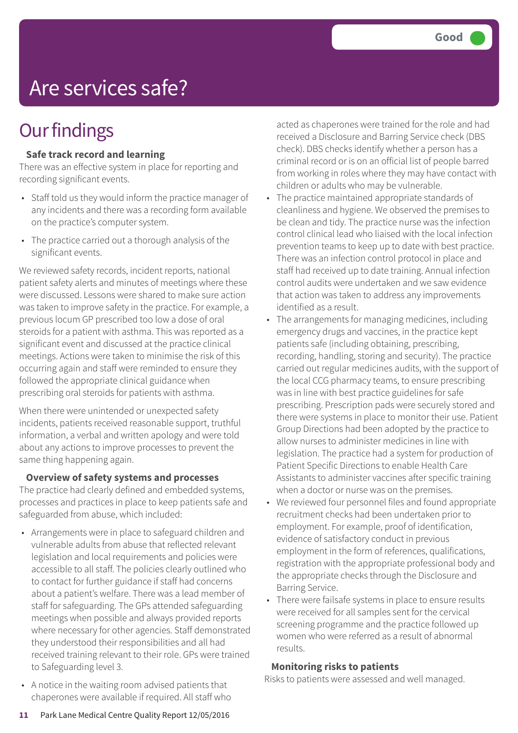# Are services safe?

**Good**

## Our findings

### Safe track record and learning

There was an effective system in place for reporting and recording significant events.

- Staff told us they would inform the practice manager of any incidents and there was a recording form available on the practice's computer system.
- The practice carried out a thorough analysis of the significant events.

We reviewed safety records, incident reports, national patient safety alerts and minutes of meetings where these were discussed. Lessons were shared to make sure action was taken to improve safety in the practice. For example, a previous locum GP prescribed too low a dose of oral steroids for a patient with asthma. This was reported as a significant event and discussed at the practice clinical meetings. Actions were taken to minimise the risk of this occurring again and staff were reminded to ensure they followed the appropriate clinical guidance when prescribing oral steroids for patients with asthma.

When there were unintended or unexpected safety incidents, patients received reasonable support, truthful information, a verbal and written apology and were told about any actions to improve processes to prevent the same thing happening again.

### Overview of safety systems and processes

The practice had clearly defined and embedded systems, processes and practices in place to keep patients safe and safeguarded from abuse, which included:

- Arrangements were in place to safeguard children and vulnerable adults from abuse that reflected relevant legislation and local requirements and policies were accessible to all staff. The policies clearly outlined who to contact for further guidance if staff had concerns about a patient's welfare. There was a lead member of staff for safeguarding. The GPs attended safeguarding meetings when possible and always provided reports where necessary for other agencies. Staff demonstrated they understood their responsibilities and all had received training relevant to their role. GPs were trained to Safeguarding level 3.
- A notice in the waiting room advised patients that chaperones were available if required. All staff who acted as chaperones were trained for the role and had received a Disclosure and Barring Service check (DBS check). DBS checks identify whether a person has a criminal record or is on an official list of people barred from working in roles where they may have contact with children or adults who may be vulnerable.
- The practice maintained appropriate standards of cleanliness and hygiene. We observed the premises to be clean and tidy. The practice nurse was the infection control clinical lead who liaised with the local infection prevention teams to keep up to date with best practice. There was an infection control protocol in place and staff had received up to date training. Annual infection control audits were undertaken and we saw evidence that action was taken to address any improvements identified as a result.
- The arrangements for managing medicines, including emergency drugs and vaccines, in the practice kept patients safe (including obtaining, prescribing, recording, handling, storing and security). The practice carried out regular medicines audits, with the support of the local CCG pharmacy teams, to ensure prescribing was in line with best practice guidelines for safe prescribing. Prescription pads were securely stored and there were systems in place to monitor their use. Patient Group Directions had been adopted by the practice to allow nurses to administer medicines in line with legislation. The practice had a system for production of Patient Specific Directions to enable Health Care Assistants to administer vaccines after specific training when a doctor or nurse was on the premises.
- We reviewed four personnel files and found appropriate recruitment checks had been undertaken prior to employment. For example, proof of identification, evidence of satisfactory conduct in previous employment in the form of references, qualifications, registration with the appropriate professional body and the appropriate checks through the Disclosure and Barring Service.
- There were failsafe systems in place to ensure results were received for all samples sent for the cervical screening programme and the practice followed up women who were referred as a result of abnormal results.

### Monitoring risks to patients

Risks to patients were assessed and well managed.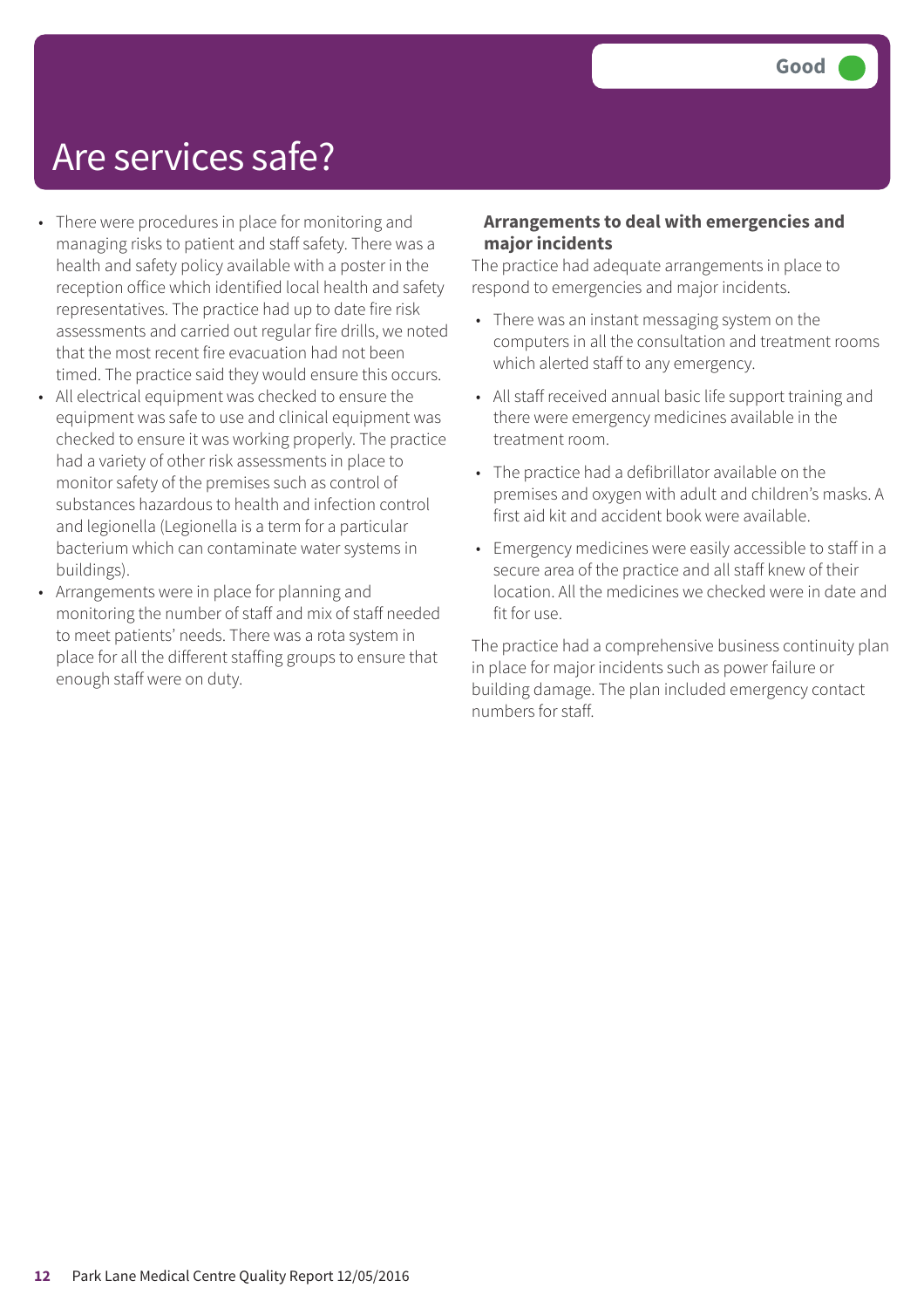# Are services safe?

**Good**

- There were procedures in place for monitoring and managing risks to patient and staff safety. There was a health and safety policy available with a poster in the reception office which identified local health and safety representatives. The practice had up to date fire risk assessments and carried out regular fire drills, we noted that the most recent fire evacuation had not been timed. The practice said they would ensure this occurs.
- All electrical equipment was checked to ensure the equipment was safe to use and clinical equipment was checked to ensure it was working properly. The practice had a variety of other risk assessments in place to monitor safety of the premises such as control of substances hazardous to health and infection control and legionella (Legionella is a term for a particular bacterium which can contaminate water systems in buildings).
- Arrangements were in place for planning and monitoring the number of staff and mix of staff needed to meet patients' needs. There was a rota system in place for all the different staffing groups to ensure that enough staff were on duty.

### Arrangements to deal with emergencies and major incidents

The practice had adequate arrangements in place to respond to emergencies and major incidents.

- There was an instant messaging system on the computers in all the consultation and treatment rooms which alerted staff to any emergency.
- All staff received annual basic life support training and there were emergency medicines available in the treatment room.
- The practice had a defibrillator available on the premises and oxygen with adult and children's masks. A first aid kit and accident book were available.
- Emergency medicines were easily accessible to staff in a secure area of the practice and all staff knew of their location. All the medicines we checked were in date and fit for use.

The practice had a comprehensive business continuity plan in place for major incidents such as power failure or building damage. The plan included emergency contact numbers for staff.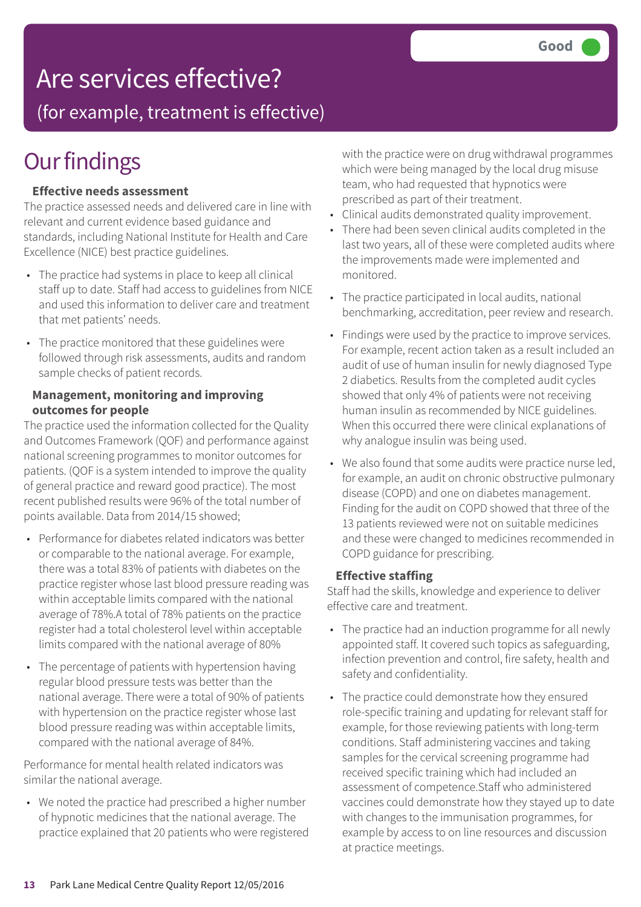# Are services effective?

## (for example, treatment is effective)

**Good**

# Our findings

### Effective needs assessment

The practice assessed needs and delivered care in line with relevant and current evidence based guidance and standards, including National Institute for Health and Care Excellence (NICE) best practice guidelines.

- The practice had systems in place to keep all clinical staff up to date. Staff had access to guidelines from NICE and used this information to deliver care and treatment that met patients' needs.
- The practice monitored that these guidelines were followed through risk assessments, audits and random sample checks of patient records.

### Management, monitoring and improving outcomes for people

The practice used the information collected for the Quality and Outcomes Framework (QOF) and performance against national screening programmes to monitor outcomes for patients. (QOF is a system intended to improve the quality of general practice and reward good practice). The most recent published results were 96% of the total number of points available. Data from 2014/15 showed;

- Performance for diabetes related indicators was better or comparable to the national average. For example, there was a total 83% of patients with diabetes on the practice register whose last blood pressure reading was within acceptable limits compared with the national average of 78%.A total of 78% patients on the practice register had a total cholesterol level within acceptable limits compared with the national average of 80%
- The percentage of patients with hypertension having regular blood pressure tests was better than the national average. There were a total of 90% of patients with hypertension on the practice register whose last blood pressure reading was within acceptable limits, compared with the national average of 84%.

Performance for mental health related indicators was similar the national average.

- We noted the practice had prescribed a higher number of hypnotic medicines that the national average. The practice explained that 20 patients who were registered with the practice were on drug withdrawal programmes which were being managed by the local drug misuse team, who had requested that hypnotics were prescribed as part of their treatment.
- Clinical audits demonstrated quality improvement.
- There had been seven clinical audits completed in the last two years, all of these were completed audits where the improvements made were implemented and monitored.
- The practice participated in local audits, national benchmarking, accreditation, peer review and research.
- Findings were used by the practice to improve services. For example, recent action taken as a result included an audit of use of human insulin for newly diagnosed Type 2 diabetics. Results from the completed audit cycles showed that only 4% of patients were not receiving human insulin as recommended by NICE guidelines. When this occurred there were clinical explanations of why analogue insulin was being used.
- We also found that some audits were practice nurse led, for example, an audit on chronic obstructive pulmonary disease (COPD) and one on diabetes management. Finding for the audit on COPD showed that three of the 13 patients reviewed were not on suitable medicines and these were changed to medicines recommended in COPD guidance for prescribing.

### Effective staffing

Staff had the skills, knowledge and experience to deliver effective care and treatment.

- The practice had an induction programme for all newly appointed staff. It covered such topics as safeguarding, infection prevention and control, fire safety, health and safety and confidentiality.
- The practice could demonstrate how they ensured role-specific training and updating for relevant staff for example, for those reviewing patients with long-term conditions. Staff administering vaccines and taking samples for the cervical screening programme had received specific training which had included an assessment of competence.Staff who administered vaccines could demonstrate how they stayed up to date with changes to the immunisation programmes, for example by access to on line resources and discussion at practice meetings.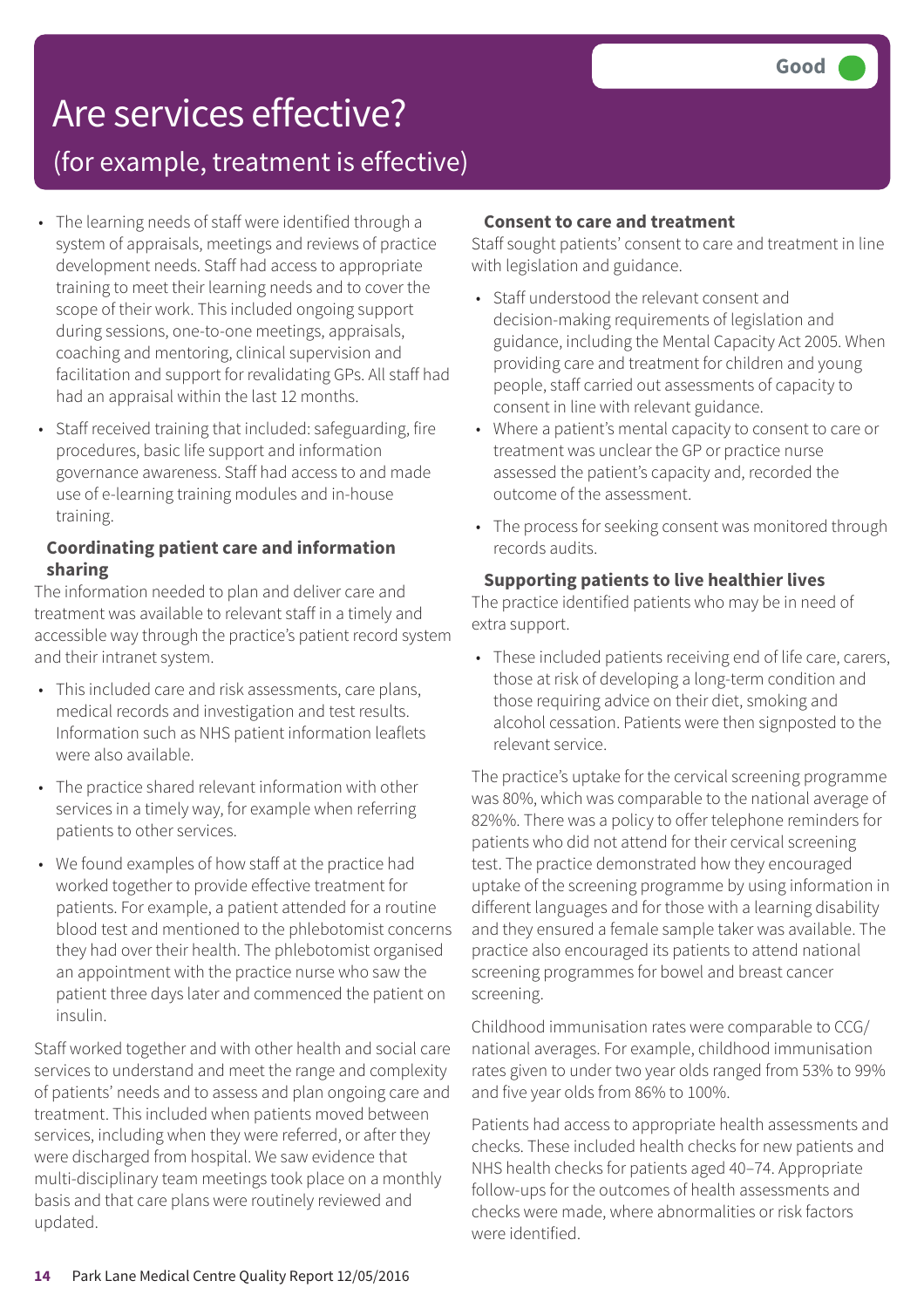# Are services effective?

## (for example, treatment is effective)

Good

- The learning needs of staff were identified through a system of appraisals, meetings and reviews of practice development needs. Staff had access to appropriate training to meet their learning needs and to cover the scope of their work. This included ongoing support during sessions, one-to-one meetings, appraisals, coaching and mentoring, clinical supervision and facilitation and support for revalidating GPs. All staff had had an appraisal within the last 12 months.
- Staff received training that included: safeguarding, fire procedures, basic life support and information governance awareness. Staff had access to and made use of e-learning training modules and in-house training.

### Coordinating patient care and information sharing

The information needed to plan and deliver care and treatment was available to relevant staff in a timely and accessible way through the practice's patient record system and their intranet system.

- This included care and risk assessments, care plans, medical records and investigation and test results. Information such as NHS patient information leaflets were also available.
- The practice shared relevant information with other services in a timely way, for example when referring patients to other services.
- We found examples of how staff at the practice had worked together to provide effective treatment for patients. For example, a patient attended for a routine blood test and mentioned to the phlebotomist concerns they had over their health. The phlebotomist organised an appointment with the practice nurse who saw the patient three days later and commenced the patient on insulin.

Staff worked together and with other health and social care services to understand and meet the range and complexity of patients' needs and to assess and plan ongoing care and treatment. This included when patients moved between services, including when they were referred, or after they were discharged from hospital. We saw evidence that multi-disciplinary team meetings took place on a monthly basis and that care plans were routinely reviewed and updated.

### Consent to care and treatment

Staff sought patients' consent to care and treatment in line with legislation and guidance.

- Staff understood the relevant consent and decision-making requirements of legislation and guidance, including the Mental Capacity Act 2005. When providing care and treatment for children and young people, staff carried out assessments of capacity to consent in line with relevant guidance.
- Where a patient's mental capacity to consent to care or treatment was unclear the GP or practice nurse assessed the patient's capacity and, recorded the outcome of the assessment.
- The process for seeking consent was monitored through records audits.

### Supporting patients to live healthier lives

The practice identified patients who may be in need of extra support.

- These included patients receiving end of life care, carers, those at risk of developing a long-term condition and those requiring advice on their diet, smoking and alcohol cessation. Patients were then signposted to the relevant service.

The practice's uptake for the cervical screening programme was 80%, which was comparable to the national average of 82%%. There was a policy to offer telephone reminders for patients who did not attend for their cervical screening test. The practice demonstrated how they encouraged uptake of the screening programme by using information in different languages and for those with a learning disability and they ensured a female sample taker was available. The practice also encouraged its patients to attend national screening programmes for bowel and breast cancer screening.

Childhood immunisation rates were comparable to CCG/ national averages. For example, childhood immunisation rates given to under two year olds ranged from 53% to 99% and five year olds from 86% to 100%.

Patients had access to appropriate health assessments and checks. These included health checks for new patients and NHS health checks for patients aged 40–74. Appropriate follow-ups for the outcomes of health assessments and checks were made, where abnormalities or risk factors were identified.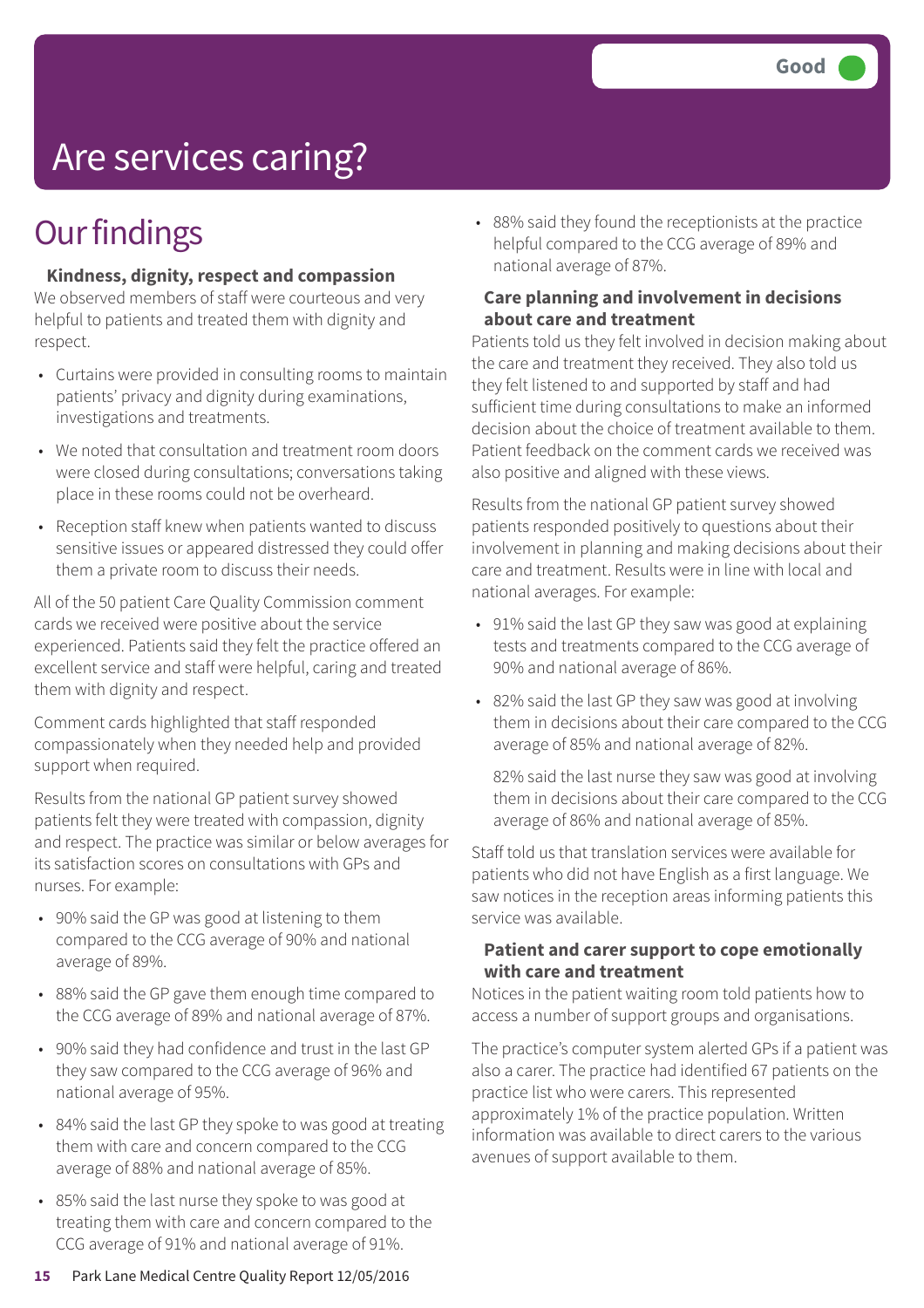Good

# Are services caring?

## Our findings

### Kindness, dignity, respect and compassion

We observed members of staff were courteous and very helpful to patients and treated them with dignity and respect.

- Curtains were provided in consulting rooms to maintain patients' privacy and dignity during examinations, investigations and treatments.
- We noted that consultation and treatment room doors were closed during consultations; conversations taking place in these rooms could not be overheard.
- Reception staff knew when patients wanted to discuss sensitive issues or appeared distressed they could offer them a private room to discuss their needs.

All of the 50 patient Care Quality Commission comment cards we received were positive about the service experienced. Patients said they felt the practice offered an excellent service and staff were helpful, caring and treated them with dignity and respect.

Comment cards highlighted that staff responded compassionately when they needed help and provided support when required.

Results from the national GP patient survey showed patients felt they were treated with compassion, dignity and respect. The practice was similar or below averages for its satisfaction scores on consultations with GPs and nurses. For example:

- 90% said the GP was good at listening to them compared to the CCG average of 90% and national average of 89%.
- 88% said the GP gave them enough time compared to the CCG average of 89% and national average of 87%.
- 90% said they had confidence and trust in the last GP they saw compared to the CCG average of 96% and national average of 95%.
- 84% said the last GP they spoke to was good at treating them with care and concern compared to the CCG average of 88% and national average of 85%.
- 85% said the last nurse they spoke to was good at treating them with care and concern compared to the CCG average of 91% and national average of 91%.
- 88% said they found the receptionists at the practice helpful compared to the CCG average of 89% and national average of 87%.

### Care planning and involvement in decisions about care and treatment

Patients told us they felt involved in decision making about the care and treatment they received. They also told us they felt listened to and supported by staff and had sufficient time during consultations to make an informed decision about the choice of treatment available to them. Patient feedback on the comment cards we received was also positive and aligned with these views.

Results from the national GP patient survey showed patients responded positively to questions about their involvement in planning and making decisions about their care and treatment. Results were in line with local and national averages. For example:

- 91% said the last GP they saw was good at explaining tests and treatments compared to the CCG average of 90% and national average of 86%.
- 82% said the last GP they saw was good at involving them in decisions about their care compared to the CCG average of 85% and national average of 82%.

  82% said the last nurse they saw was good at involving them in decisions about their care compared to the CCG average of 86% and national average of 85%.

Staff told us that translation services were available for patients who did not have English as a first language. We saw notices in the reception areas informing patients this service was available.

### Patient and carer support to cope emotionally with care and treatment

Notices in the patient waiting room told patients how to access a number of support groups and organisations.

The practice's computer system alerted GPs if a patient was also a carer. The practice had identified 67 patients on the practice list who were carers. This represented approximately 1% of the practice population. Written information was available to direct carers to the various avenues of support available to them.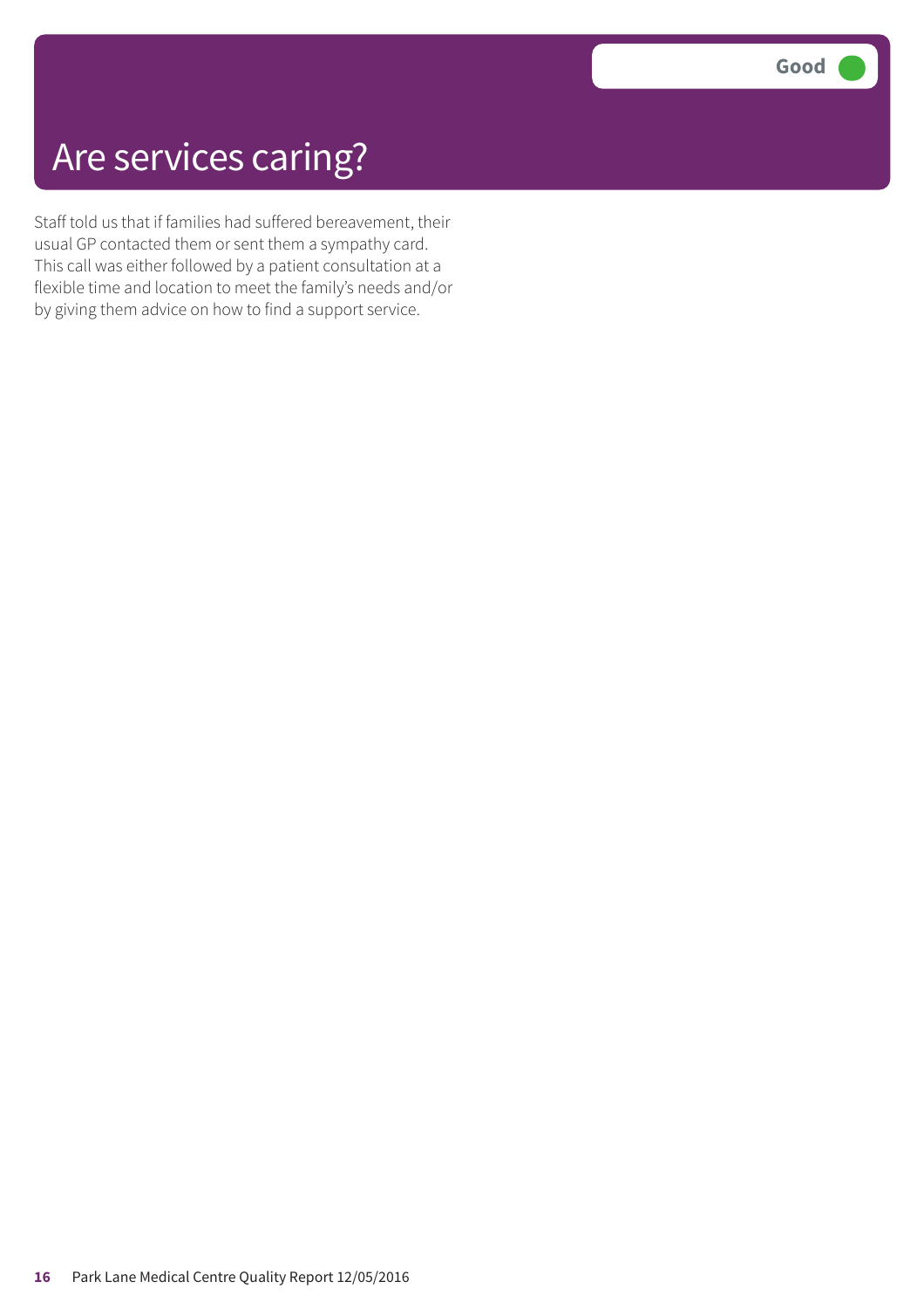# Are services caring?

**Good**

Staff told us that if families had suffered bereavement, their usual GP contacted them or sent them a sympathy card. This call was either followed by a patient consultation at a flexible time and location to meet the family's needs and/or by giving them advice on how to find a support service.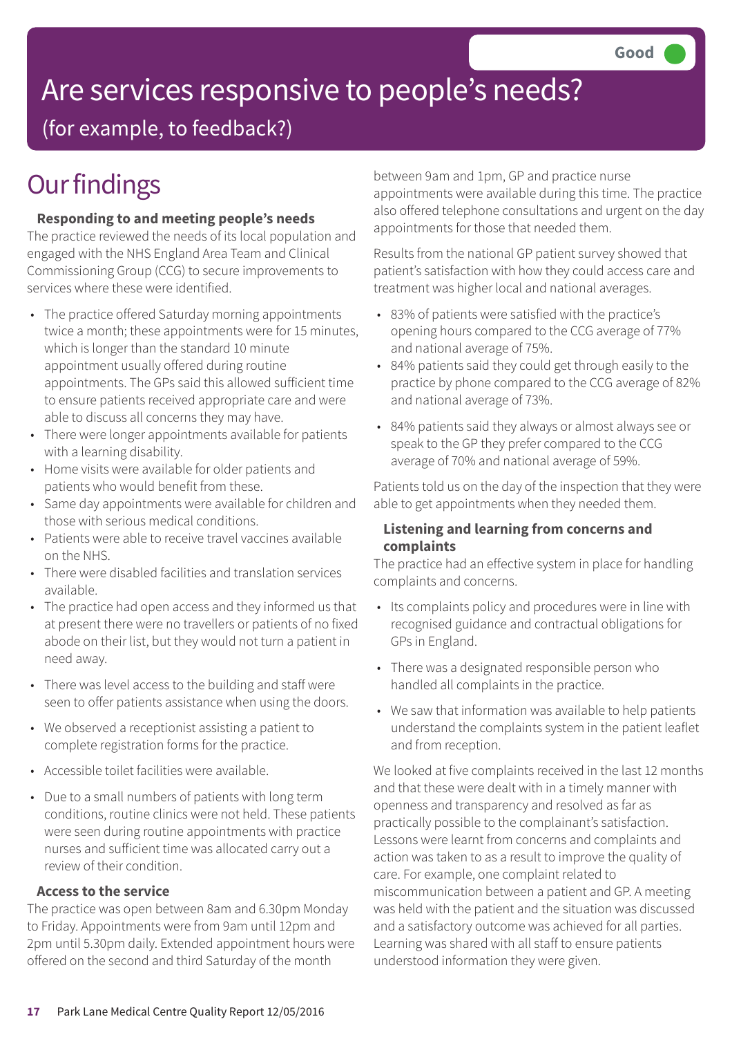Good

# Are services responsive to people's needs?

(for example, to feedback?)

## Our findings

### Responding to and meeting people's needs

The practice reviewed the needs of its local population and engaged with the NHS England Area Team and Clinical Commissioning Group (CCG) to secure improvements to services where these were identified.

- The practice offered Saturday morning appointments twice a month; these appointments were for 15 minutes, which is longer than the standard 10 minute appointment usually offered during routine appointments. The GPs said this allowed sufficient time to ensure patients received appropriate care and were able to discuss all concerns they may have.
- There were longer appointments available for patients with a learning disability.
- Home visits were available for older patients and patients who would benefit from these.
- Same day appointments were available for children and those with serious medical conditions.
- Patients were able to receive travel vaccines available on the NHS.
- There were disabled facilities and translation services available.
- The practice had open access and they informed us that at present there were no travellers or patients of no fixed abode on their list, but they would not turn a patient in need away.
- There was level access to the building and staff were seen to offer patients assistance when using the doors.
- We observed a receptionist assisting a patient to complete registration forms for the practice.
- Accessible toilet facilities were available.
- Due to a small numbers of patients with long term conditions, routine clinics were not held. These patients were seen during routine appointments with practice nurses and sufficient time was allocated carry out a review of their condition.

### Access to the service

The practice was open between 8am and 6.30pm Monday to Friday. Appointments were from 9am until 12pm and 2pm until 5.30pm daily. Extended appointment hours were offered on the second and third Saturday of the month between 9am and 1pm, GP and practice nurse appointments were available during this time. The practice also offered telephone consultations and urgent on the day appointments for those that needed them.

Results from the national GP patient survey showed that patient's satisfaction with how they could access care and treatment was higher local and national averages.

- 83% of patients were satisfied with the practice's opening hours compared to the CCG average of 77% and national average of 75%.
- 84% patients said they could get through easily to the practice by phone compared to the CCG average of 82% and national average of 73%.
- 84% patients said they always or almost always see or speak to the GP they prefer compared to the CCG average of 70% and national average of 59%.

Patients told us on the day of the inspection that they were able to get appointments when they needed them.

### Listening and learning from concerns and complaints

The practice had an effective system in place for handling complaints and concerns.

- Its complaints policy and procedures were in line with recognised guidance and contractual obligations for GPs in England.
- There was a designated responsible person who handled all complaints in the practice.
- We saw that information was available to help patients understand the complaints system in the patient leaflet and from reception.

We looked at five complaints received in the last 12 months and that these were dealt with in a timely manner with openness and transparency and resolved as far as practically possible to the complainant's satisfaction. Lessons were learnt from concerns and complaints and action was taken to as a result to improve the quality of care. For example, one complaint related to miscommunication between a patient and GP. A meeting was held with the patient and the situation was discussed and a satisfactory outcome was achieved for all parties. Learning was shared with all staff to ensure patients understood information they were given.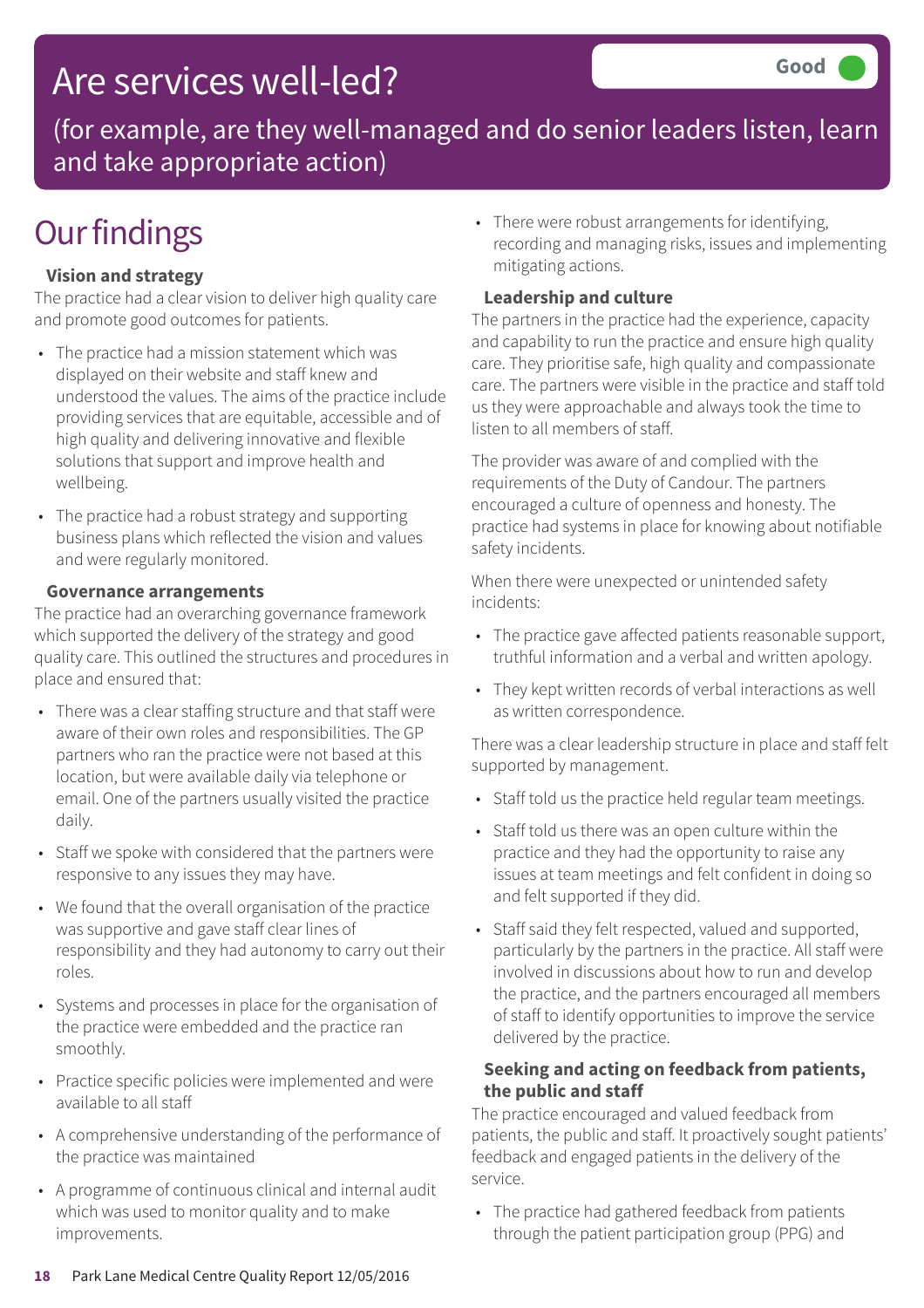# Are services well-led?

Good

(for example, are they well-managed and do senior leaders listen, learn and take appropriate action)

## Our findings

### Vision and strategy

The practice had a clear vision to deliver high quality care and promote good outcomes for patients.

- The practice had a mission statement which was displayed on their website and staff knew and understood the values. The aims of the practice include providing services that are equitable, accessible and of high quality and delivering innovative and flexible solutions that support and improve health and wellbeing.
- The practice had a robust strategy and supporting business plans which reflected the vision and values and were regularly monitored.

### Governance arrangements

The practice had an overarching governance framework which supported the delivery of the strategy and good quality care. This outlined the structures and procedures in place and ensured that:

- There was a clear staffing structure and that staff were aware of their own roles and responsibilities. The GP partners who ran the practice were not based at this location, but were available daily via telephone or email. One of the partners usually visited the practice daily.
- Staff we spoke with considered that the partners were responsive to any issues they may have.
- We found that the overall organisation of the practice was supportive and gave staff clear lines of responsibility and they had autonomy to carry out their roles.
- Systems and processes in place for the organisation of the practice were embedded and the practice ran smoothly.
- Practice specific policies were implemented and were available to all staff
- A comprehensive understanding of the performance of the practice was maintained
- A programme of continuous clinical and internal audit which was used to monitor quality and to make improvements.
- There were robust arrangements for identifying, recording and managing risks, issues and implementing mitigating actions.

### Leadership and culture

The partners in the practice had the experience, capacity and capability to run the practice and ensure high quality care. They prioritise safe, high quality and compassionate care. The partners were visible in the practice and staff told us they were approachable and always took the time to listen to all members of staff.

The provider was aware of and complied with the requirements of the Duty of Candour. The partners encouraged a culture of openness and honesty. The practice had systems in place for knowing about notifiable safety incidents.

When there were unexpected or unintended safety incidents:

- The practice gave affected patients reasonable support, truthful information and a verbal and written apology.
- They kept written records of verbal interactions as well as written correspondence.

There was a clear leadership structure in place and staff felt supported by management.

- Staff told us the practice held regular team meetings.
- Staff told us there was an open culture within the practice and they had the opportunity to raise any issues at team meetings and felt confident in doing so and felt supported if they did.
- Staff said they felt respected, valued and supported, particularly by the partners in the practice. All staff were involved in discussions about how to run and develop the practice, and the partners encouraged all members of staff to identify opportunities to improve the service delivered by the practice.

### Seeking and acting on feedback from patients, the public and staff

The practice encouraged and valued feedback from patients, the public and staff. It proactively sought patients' feedback and engaged patients in the delivery of the service.

- The practice had gathered feedback from patients through the patient participation group (PPG) and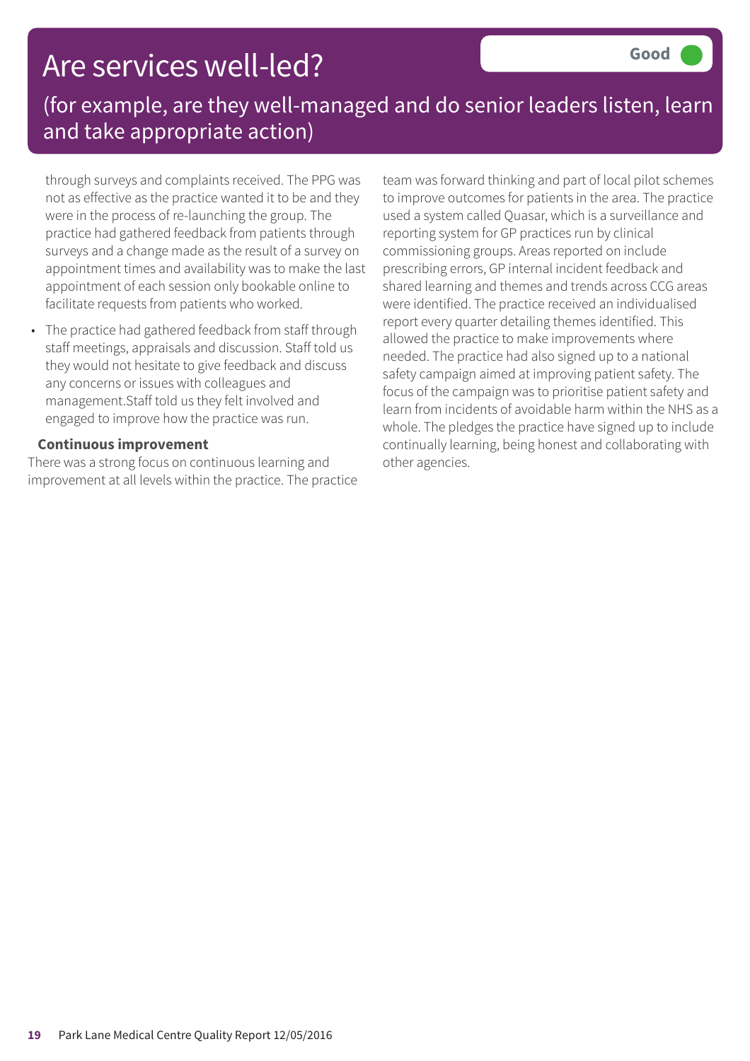# Are services well-led?

Good

(for example, are they well-managed and do senior leaders listen, learn and take appropriate action)

through surveys and complaints received. The PPG was not as effective as the practice wanted it to be and they were in the process of re-launching the group. The practice had gathered feedback from patients through surveys and a change made as the result of a survey on appointment times and availability was to make the last appointment of each session only bookable online to facilitate requests from patients who worked.

- The practice had gathered feedback from staff through staff meetings, appraisals and discussion. Staff told us they would not hesitate to give feedback and discuss any concerns or issues with colleagues and management.Staff told us they felt involved and engaged to improve how the practice was run.

**Continuous improvement**

There was a strong focus on continuous learning and improvement at all levels within the practice. The practice team was forward thinking and part of local pilot schemes to improve outcomes for patients in the area. The practice used a system called Quasar, which is a surveillance and reporting system for GP practices run by clinical commissioning groups. Areas reported on include prescribing errors, GP internal incident feedback and shared learning and themes and trends across CCG areas were identified. The practice received an individualised report every quarter detailing themes identified. This allowed the practice to make improvements where needed. The practice had also signed up to a national safety campaign aimed at improving patient safety. The focus of the campaign was to prioritise patient safety and learn from incidents of avoidable harm within the NHS as a whole. The pledges the practice have signed up to include continually learning, being honest and collaborating with other agencies.